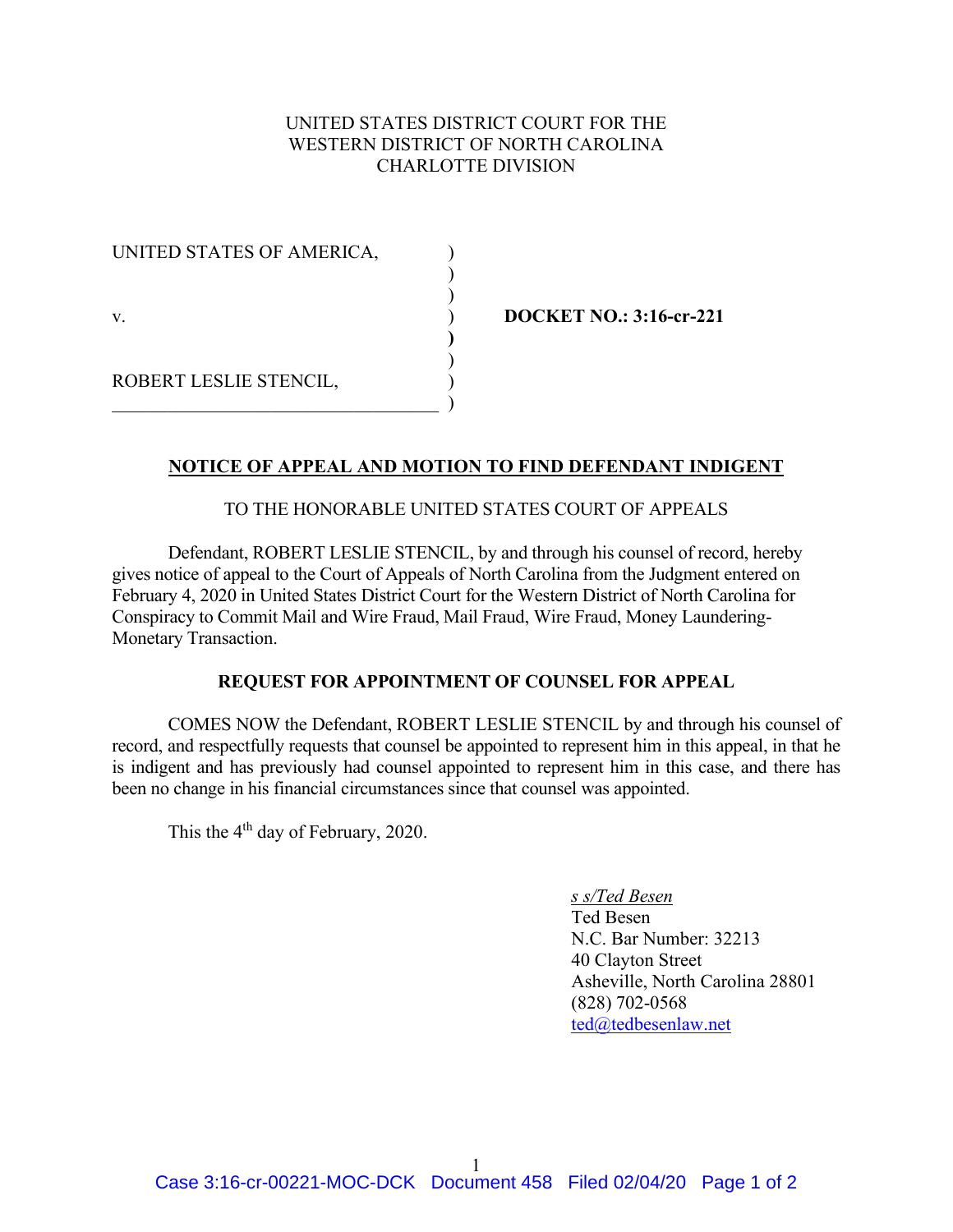UNITED STATES DISTRICT COURT FOR THE
WESTERN DISTRICT OF NORTH CAROLINA
CHARLOTTE DIVISION

UNITED STATES OF AMERICA, )
)
)
v. ) **DOCKET NO.: 3:16-cr-221**
)
)
ROBERT LESLIE STENCIL, )
_________________________________ )

## NOTICE OF APPEAL AND MOTION TO FIND DEFENDANT INDIGENT

TO THE HONORABLE UNITED STATES COURT OF APPEALS

Defendant, ROBERT LESLIE STENCIL, by and through his counsel of record, hereby gives notice of appeal to the Court of Appeals of North Carolina from the Judgment entered on February 4, 2020 in United States District Court for the Western District of North Carolina for Conspiracy to Commit Mail and Wire Fraud, Mail Fraud, Wire Fraud, Money Laundering-Monetary Transaction.

### REQUEST FOR APPOINTMENT OF COUNSEL FOR APPEAL

COMES NOW the Defendant, ROBERT LESLIE STENCIL by and through his counsel of record, and respectfully requests that counsel be appointed to represent him in this appeal, in that he is indigent and has previously had counsel appointed to represent him in this case, and there has been no change in his financial circumstances since that counsel was appointed.

This the 4th day of February, 2020.

*s s/Ted Besen*
Ted Besen
N.C. Bar Number: 32213
40 Clayton Street
Asheville, North Carolina 28801
(828) 702-0568
ted@tedbesenlaw.net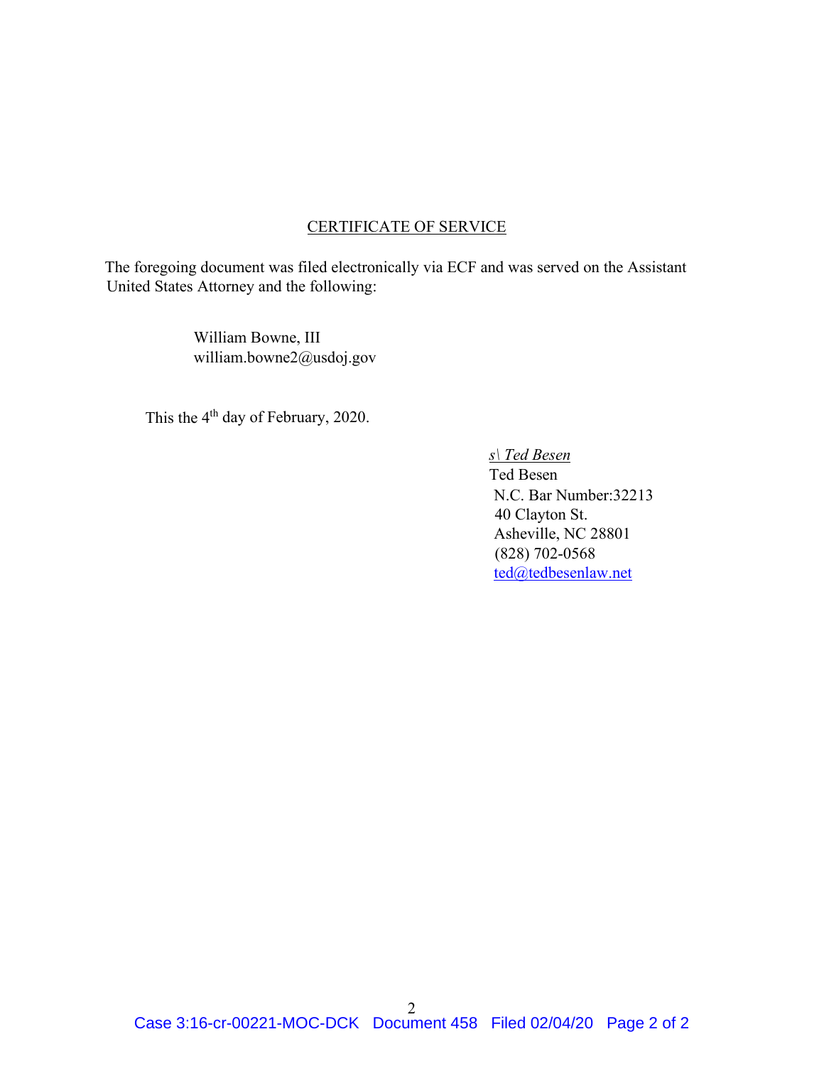## CERTIFICATE OF SERVICE

The foregoing document was filed electronically via ECF and was served on the Assistant United States Attorney and the following:

William Bowne, III
william.bowne2@usdoj.gov

This the 4th day of February, 2020.

*s\ Ted Besen*
Ted Besen
N.C. Bar Number:32213
40 Clayton St.
Asheville, NC 28801
(828) 702-0568
ted@tedbesenlaw.net